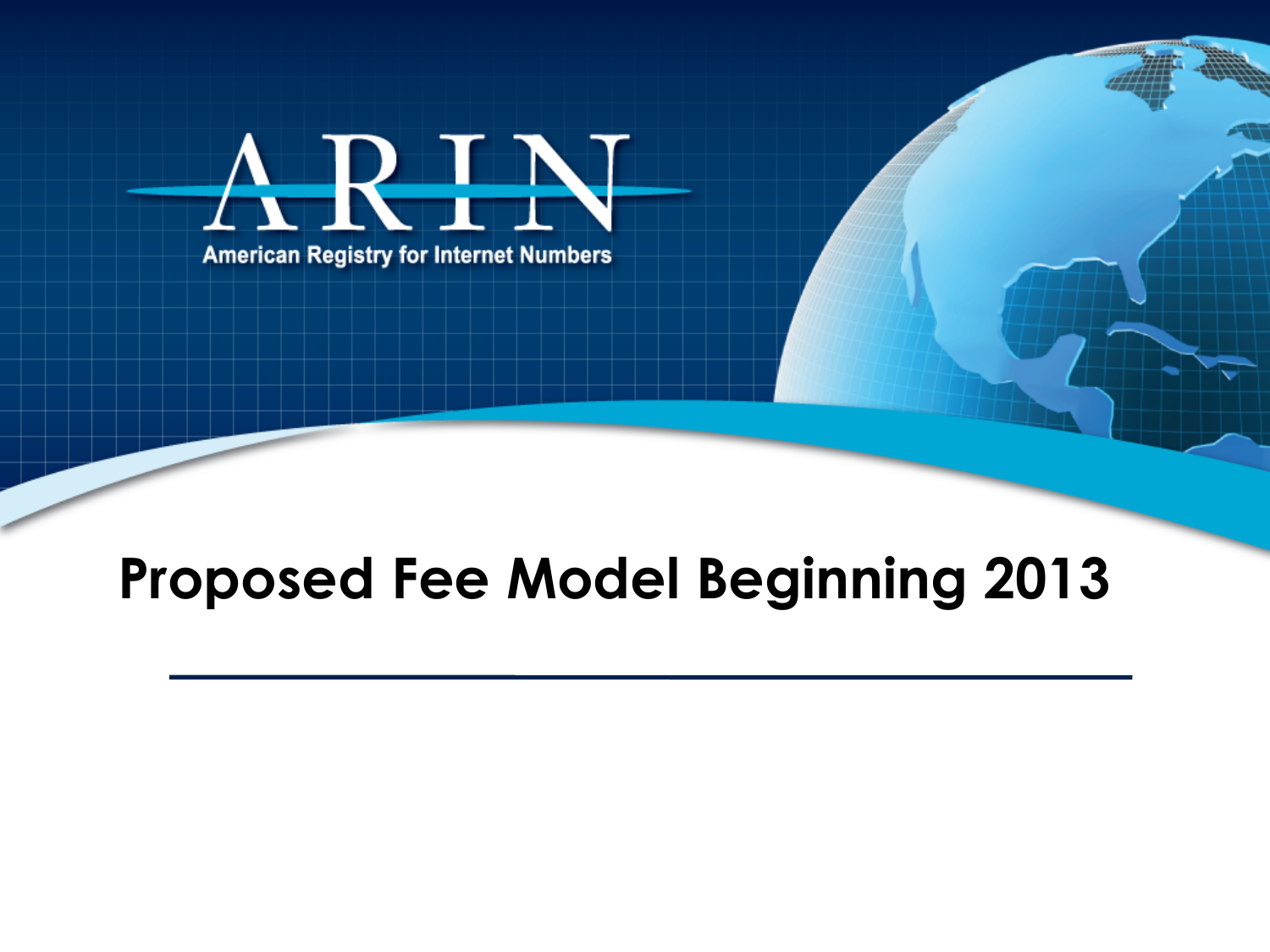ARIN

American Registry for Internet Numbers

# Proposed Fee Model Beginning 2013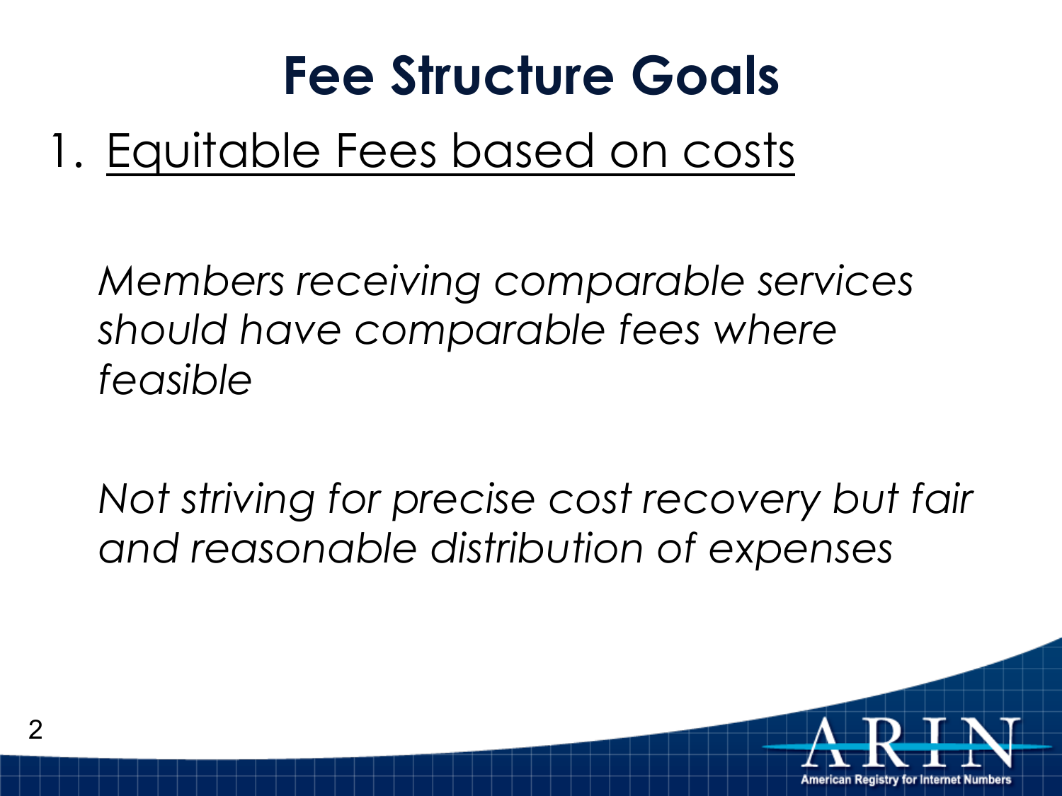# Fee Structure Goals

1. <u>Equitable Fees based on costs</u>

*Members receiving comparable services should have comparable fees where feasible*

*Not striving for precise cost recovery but fair and reasonable distribution of expenses*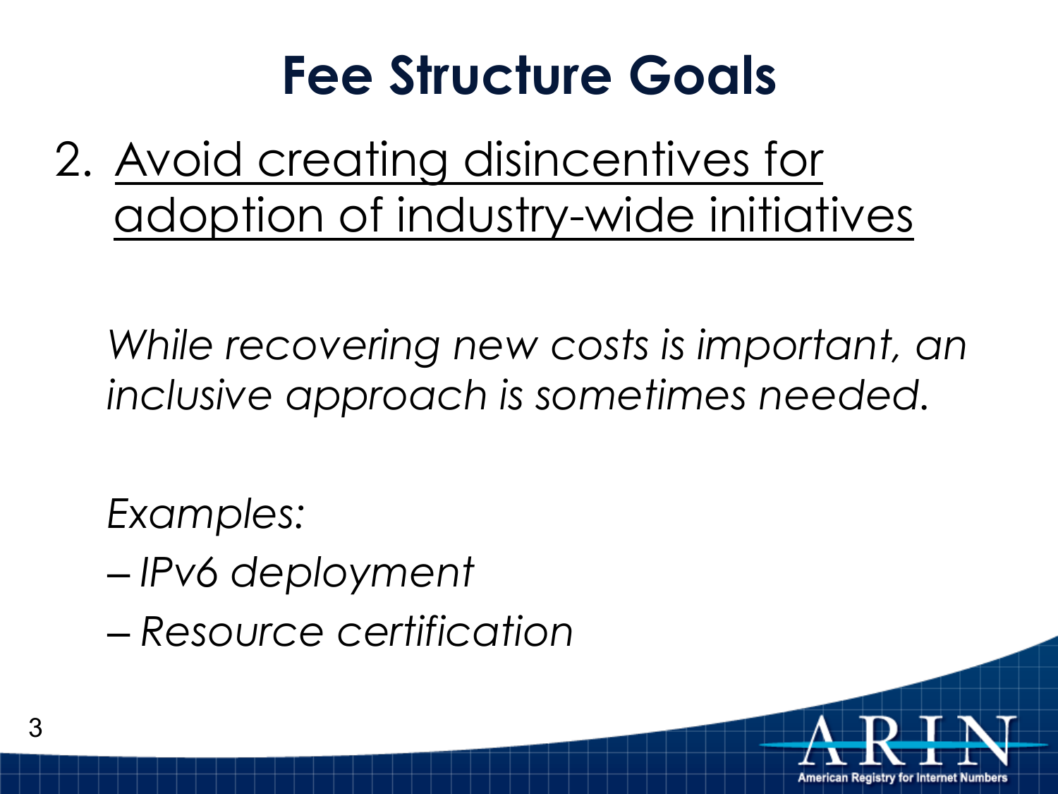# Fee Structure Goals

2. Avoid creating disincentives for adoption of industry-wide initiatives

*While recovering new costs is important, an inclusive approach is sometimes needed.*

*Examples:*

- *IPv6 deployment*
- *Resource certification*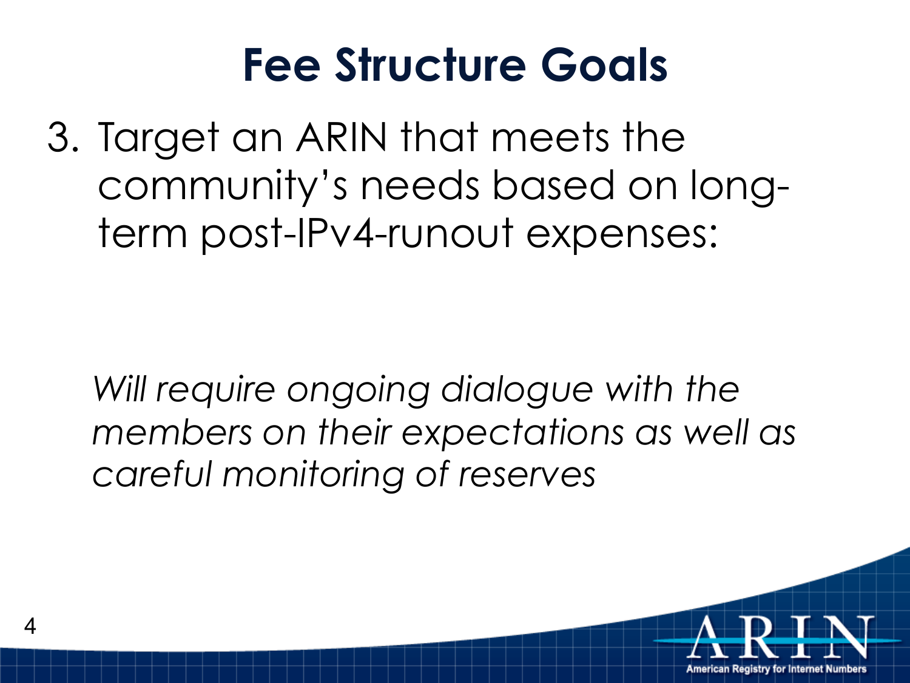# Fee Structure Goals

3. Target an ARIN that meets the community's needs based on long-term post-IPv4-runout expenses:

*Will require ongoing dialogue with the members on their expectations as well as careful monitoring of reserves*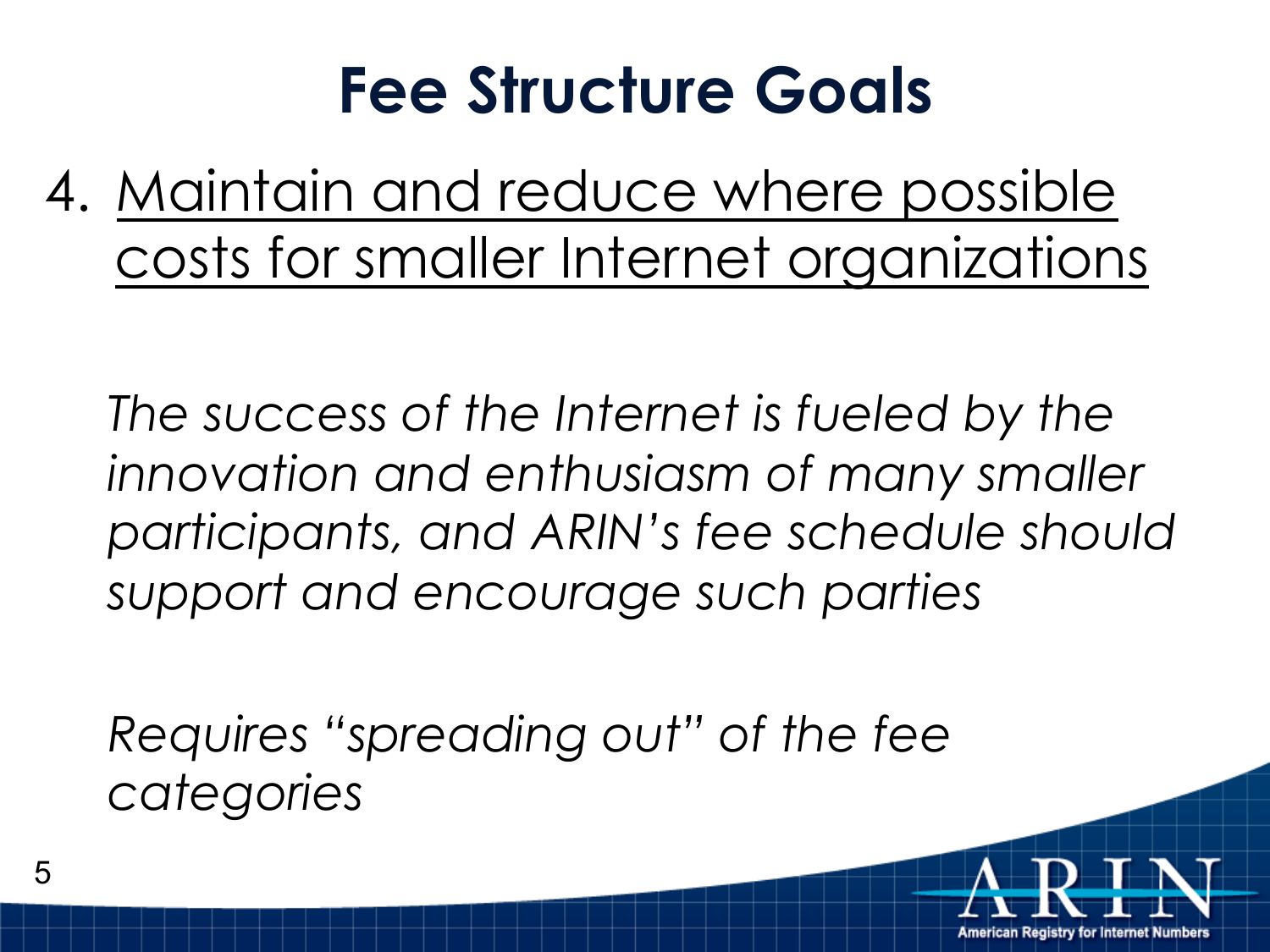# Fee Structure Goals

4. Maintain and reduce where possible costs for smaller Internet organizations

*The success of the Internet is fueled by the innovation and enthusiasm of many smaller participants, and ARIN's fee schedule should support and encourage such parties*

*Requires "spreading out" of the fee categories*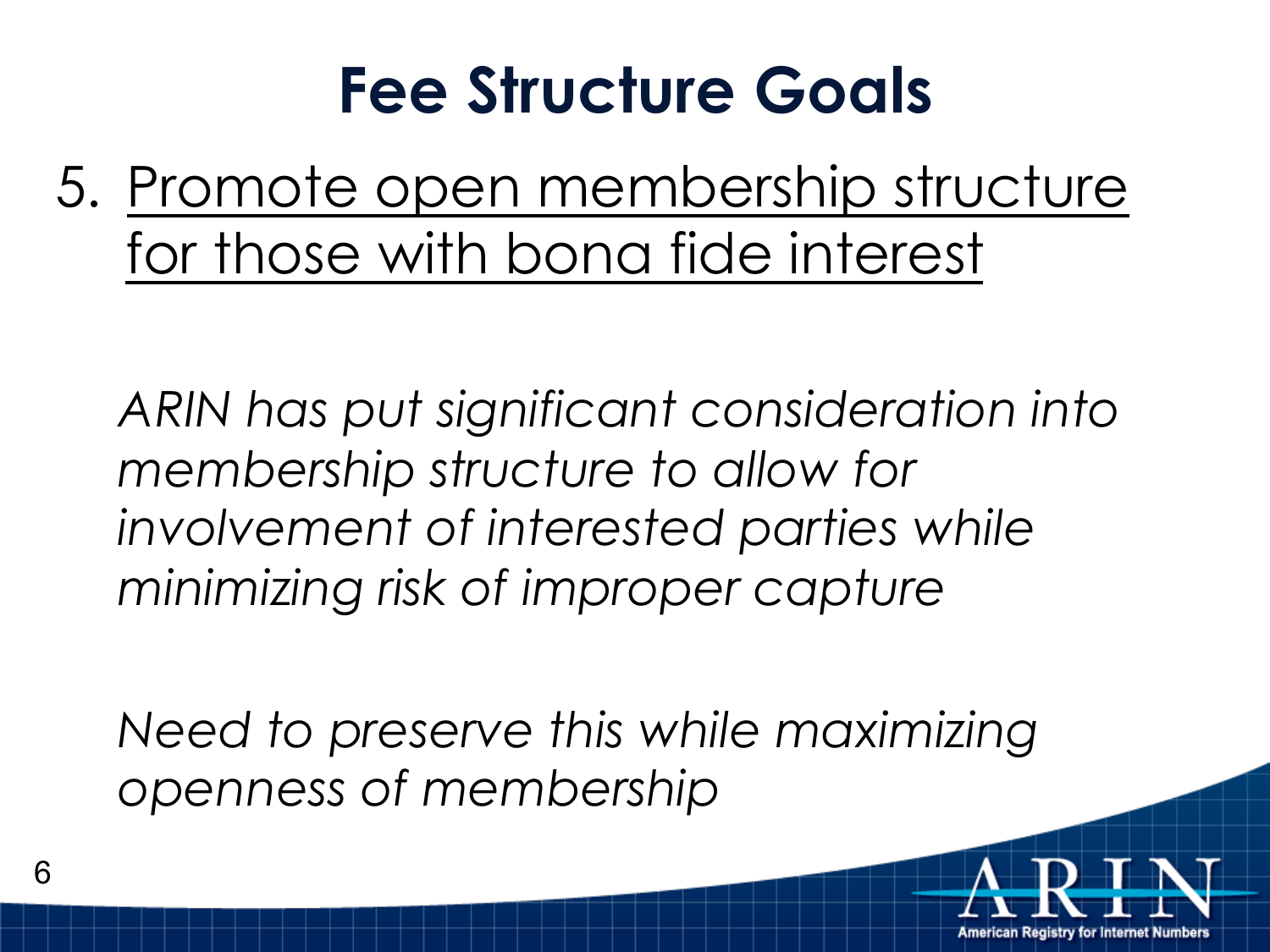# Fee Structure Goals

5. <u>Promote open membership structure for those with bona fide interest</u>

*ARIN has put significant consideration into membership structure to allow for involvement of interested parties while minimizing risk of improper capture*

*Need to preserve this while maximizing openness of membership*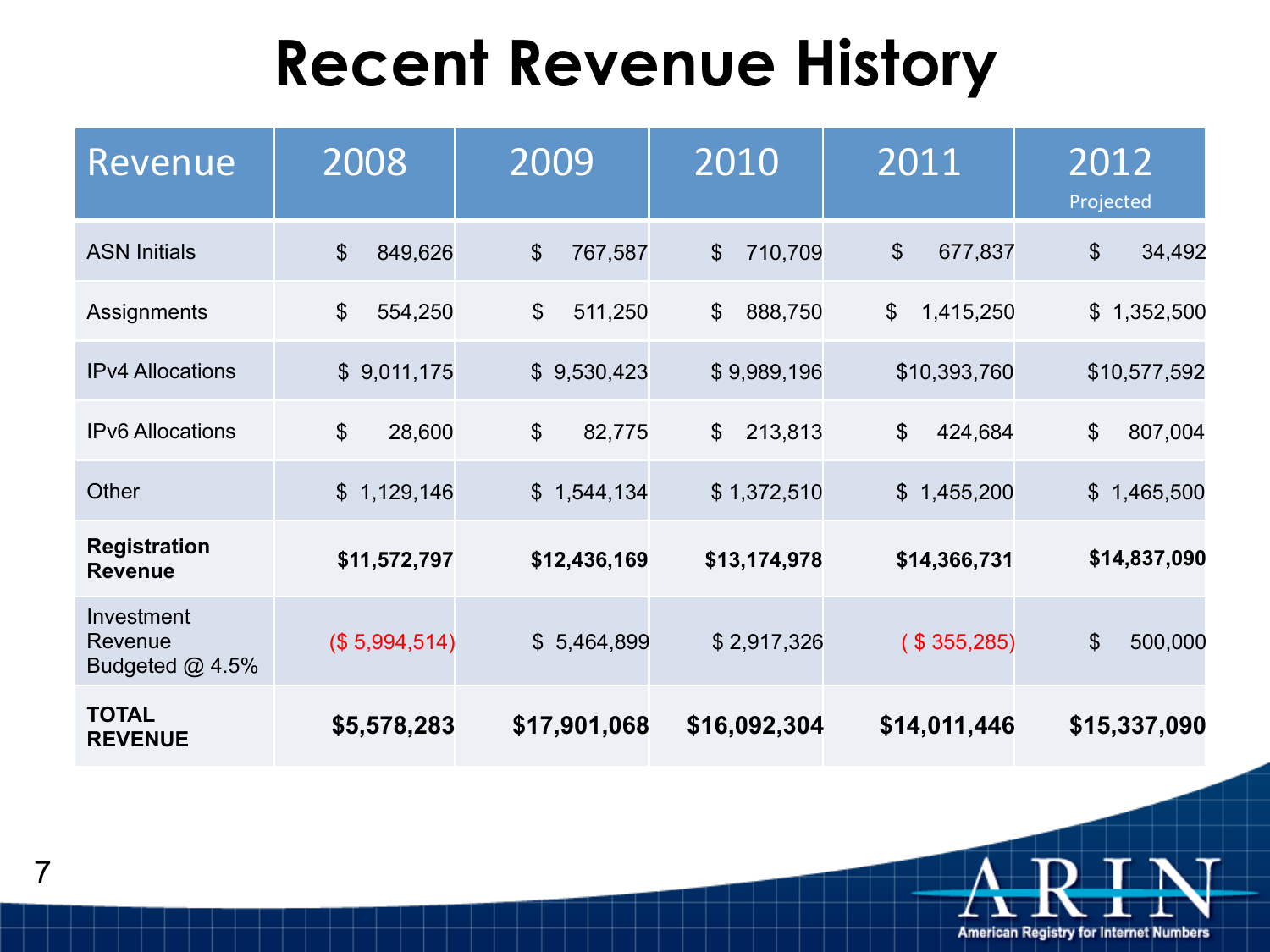# Recent Revenue History

| Revenue | 2008 | 2009 | 2010 | 2011 | 2012 Projected |
|---|---|---|---|---|---|
| ASN Initials | $ 849,626 | $ 767,587 | $ 710,709 | $ 677,837 | $ 34,492 |
| Assignments | $ 554,250 | $ 511,250 | $ 888,750 | $ 1,415,250 | $ 1,352,500 |
| IPv4 Allocations | $ 9,011,175 | $ 9,530,423 | $ 9,989,196 | $10,393,760 | $10,577,592 |
| IPv6 Allocations | $ 28,600 | $ 82,775 | $ 213,813 | $ 424,684 | $ 807,004 |
| Other | $ 1,129,146 | $ 1,544,134 | $ 1,372,510 | $ 1,455,200 | $ 1,465,500 |
| **Registration Revenue** | **$11,572,797** | **$12,436,169** | **$13,174,978** | **$14,366,731** | **$14,837,090** |
| Investment Revenue Budgeted @ 4.5% | ($ 5,994,514) | $ 5,464,899 | $ 2,917,326 | ( $ 355,285) | $ 500,000 |
| **TOTAL REVENUE** | **$5,578,283** | **$17,901,068** | **$16,092,304** | **$14,011,446** | **$15,337,090** |

ARIN
American Registry for Internet Numbers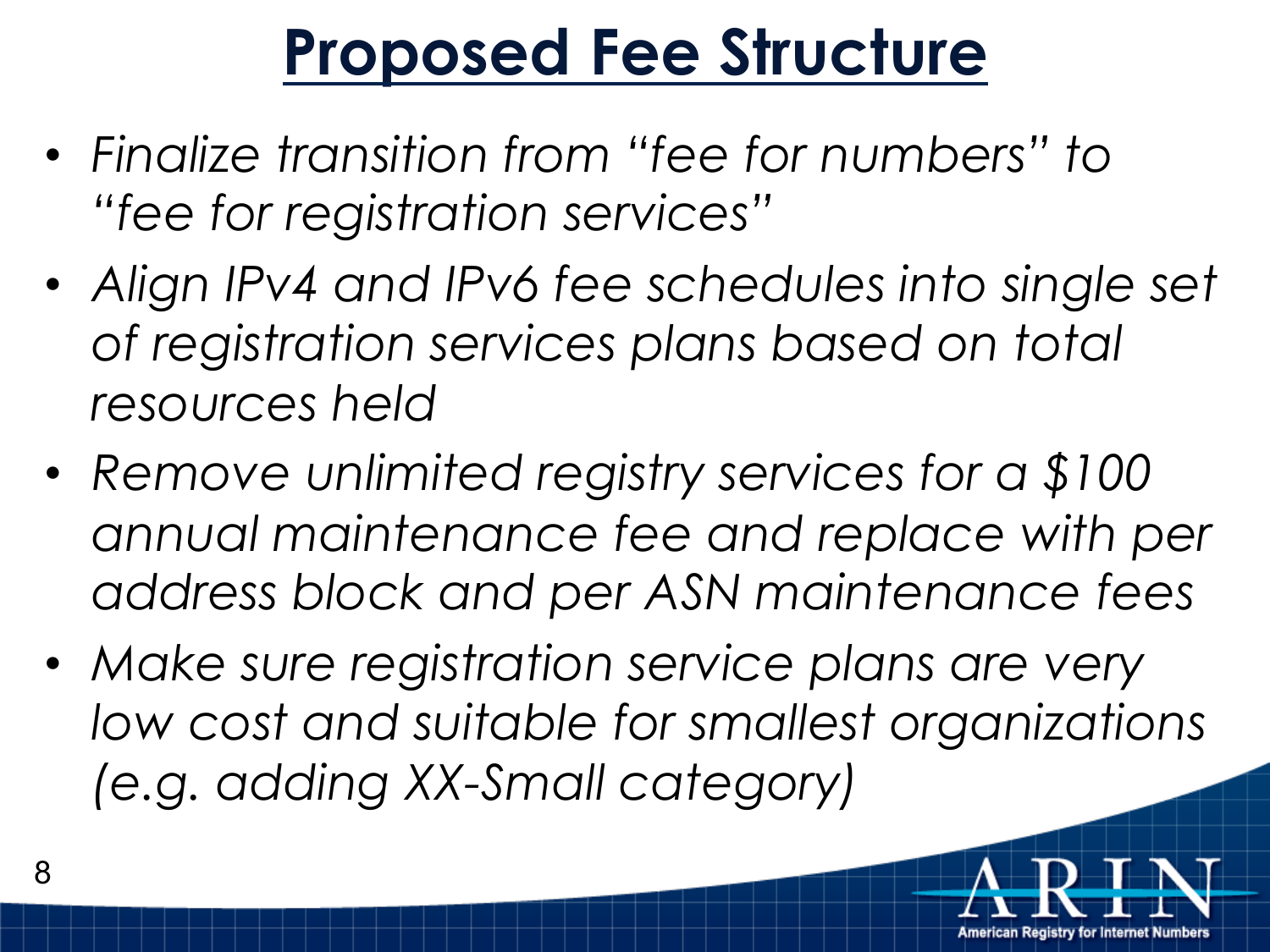# Proposed Fee Structure

- *Finalize transition from "fee for numbers" to "fee for registration services"*
- *Align IPv4 and IPv6 fee schedules into single set of registration services plans based on total resources held*
- *Remove unlimited registry services for a $100 annual maintenance fee and replace with per address block and per ASN maintenance fees*
- *Make sure registration service plans are very low cost and suitable for smallest organizations (e.g. adding XX-Small category)*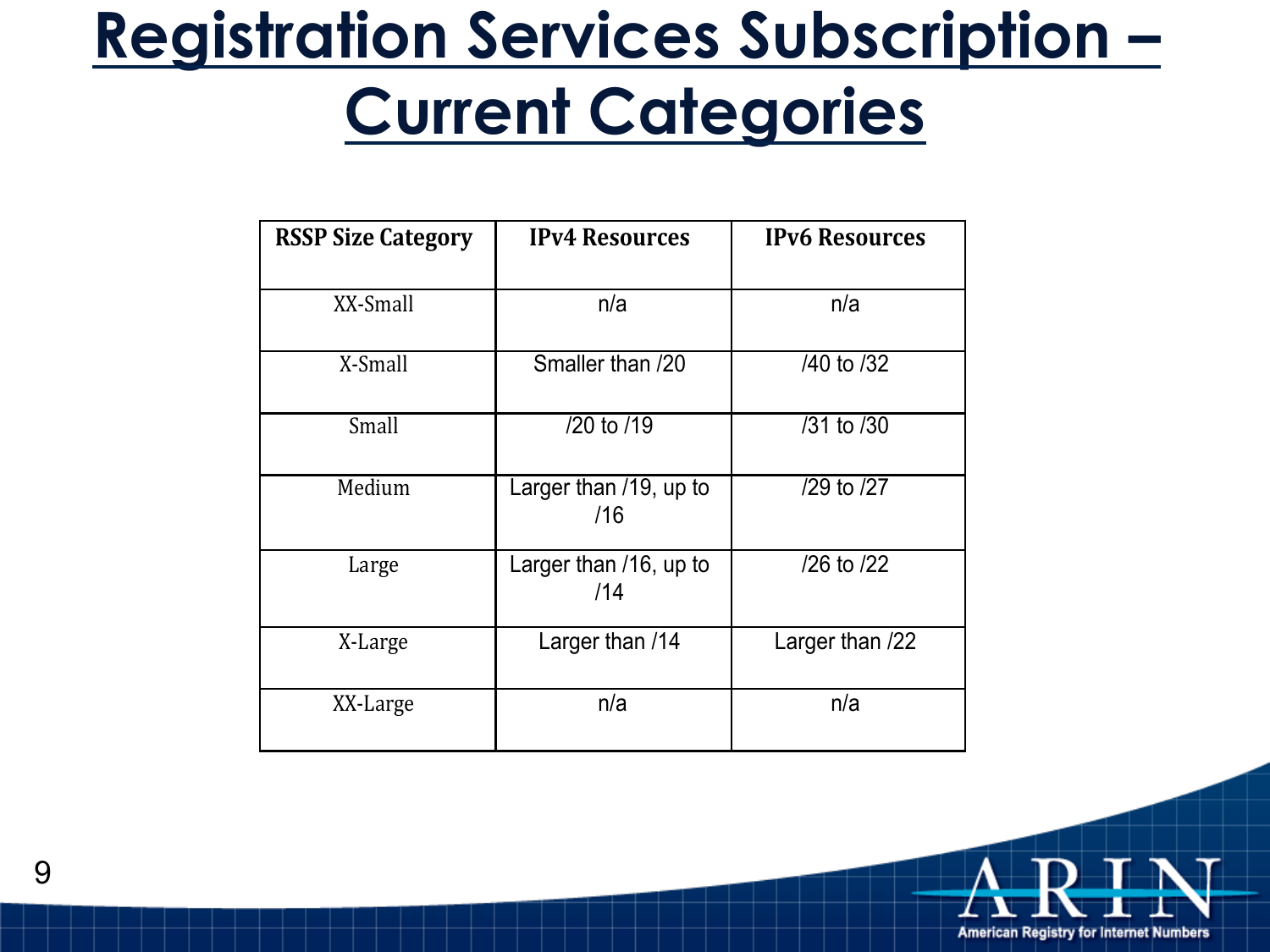# Registration Services Subscription – Current Categories

| RSSP Size Category | IPv4 Resources | IPv6 Resources |
|---|---|---|
| XX-Small | n/a | n/a |
| X-Small | Smaller than /20 | /40 to /32 |
| Small | /20 to /19 | /31 to /30 |
| Medium | Larger than /19, up to /16 | /29 to /27 |
| Large | Larger than /16, up to /14 | /26 to /22 |
| X-Large | Larger than /14 | Larger than /22 |
| XX-Large | n/a | n/a |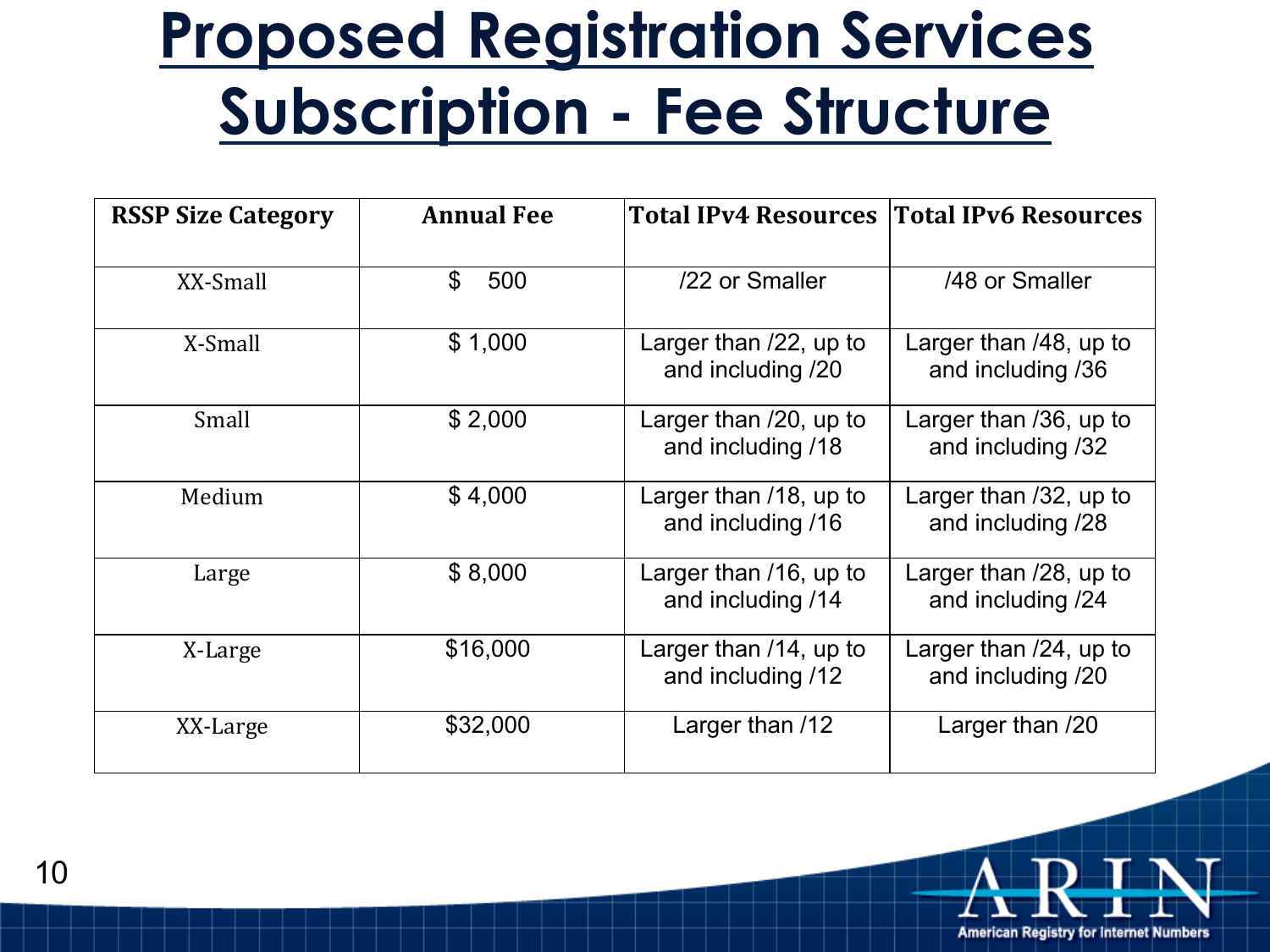# Proposed Registration Services Subscription - Fee Structure

| RSSP Size Category | Annual Fee | Total IPv4 Resources | Total IPv6 Resources |
|---|---|---|---|
| XX-Small | $ 500 | /22 or Smaller | /48 or Smaller |
| X-Small | $ 1,000 | Larger than /22, up to and including /20 | Larger than /48, up to and including /36 |
| Small | $ 2,000 | Larger than /20, up to and including /18 | Larger than /36, up to and including /32 |
| Medium | $ 4,000 | Larger than /18, up to and including /16 | Larger than /32, up to and including /28 |
| Large | $ 8,000 | Larger than /16, up to and including /14 | Larger than /28, up to and including /24 |
| X-Large | $16,000 | Larger than /14, up to and including /12 | Larger than /24, up to and including /20 |
| XX-Large | $32,000 | Larger than /12 | Larger than /20 |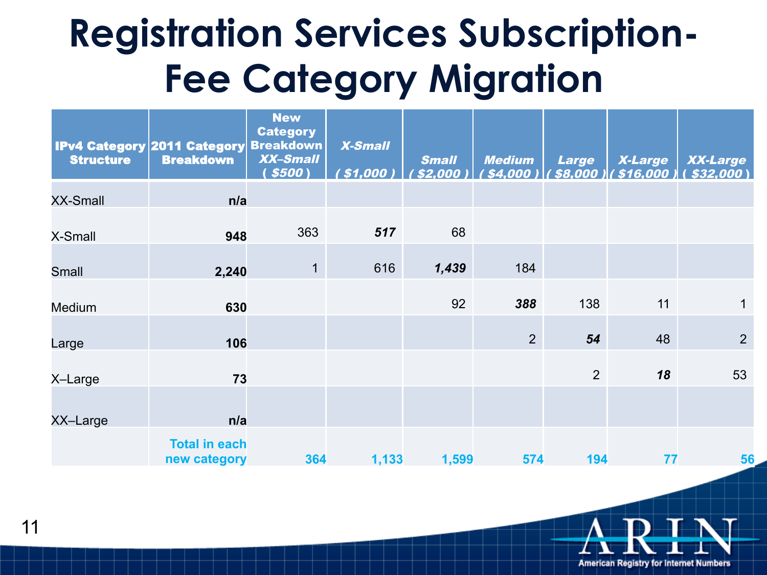# Registration Services Subscription-Fee Category Migration

| IPv4 Category Structure | 2011 Category Breakdown | New Category Breakdown *XX-Small* ( *$500* ) | *X-Small* ( *$1,000* ) | *Small* ( *$2,000* ) | *Medium* ( *$4,000* ) | *Large* ( *$8,000* ) | *X-Large* ( *$16,000* ) | *XX-Large* ( *$32,000* ) |
|---|---|---|---|---|---|---|---|---|
| XX-Small | **n/a** | | | | | | | |
| X-Small | **948** | 363 | ***517*** | 68 | | | | |
| Small | **2,240** | 1 | 616 | ***1,439*** | 184 | | | |
| Medium | **630** | | | 92 | ***388*** | 138 | 11 | 1 |
| Large | **106** | | | | 2 | ***54*** | 48 | 2 |
| X–Large | **73** | | | | | 2 | ***18*** | 53 |
| XX–Large | **n/a** | | | | | | | |
| | **Total in each new category** | **364** | **1,133** | **1,599** | **574** | **194** | **77** | **56** |

ARIN
American Registry for Internet Numbers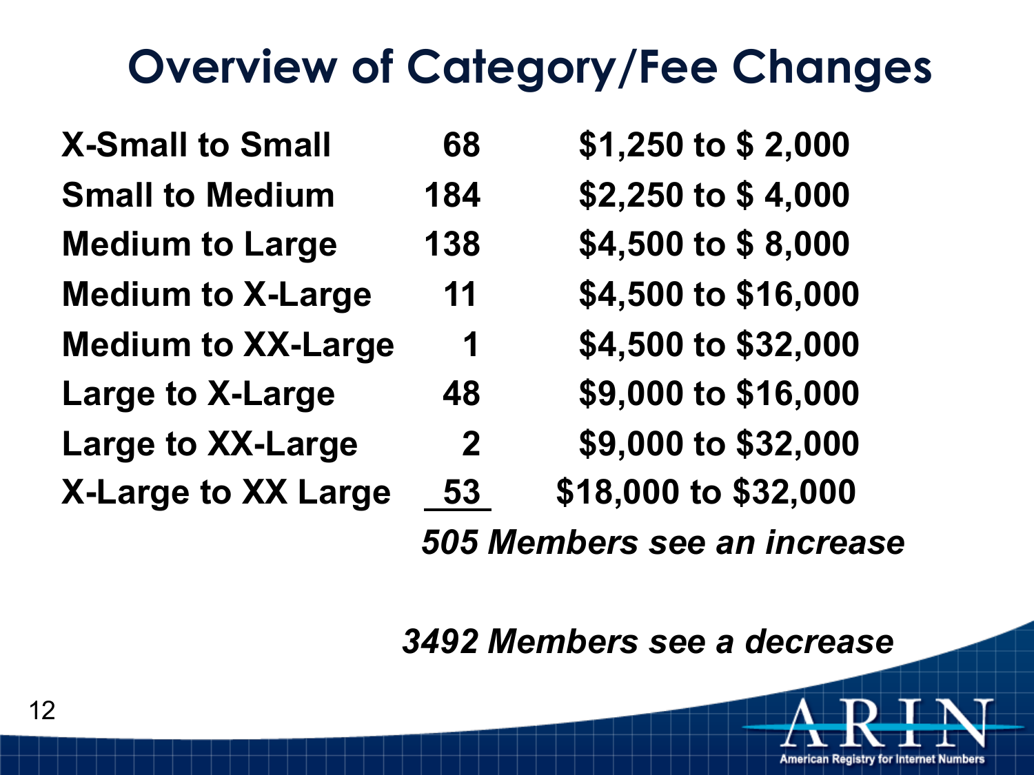# Overview of Category/Fee Changes

| Category Change | Members | Fee Change |
|---|---|---|
| X-Small to Small | 68 | $1,250 to $ 2,000 |
| Small to Medium | 184 | $2,250 to $ 4,000 |
| Medium to Large | 138 | $4,500 to $ 8,000 |
| Medium to X-Large | 11 | $4,500 to $16,000 |
| Medium to XX-Large | 1 | $4,500 to $32,000 |
| Large to X-Large | 48 | $9,000 to $16,000 |
| Large to XX-Large | 2 | $9,000 to $32,000 |
| X-Large to XX Large | 53 | $18,000 to $32,000 |

*505 Members see an increase*

*3492 Members see a decrease*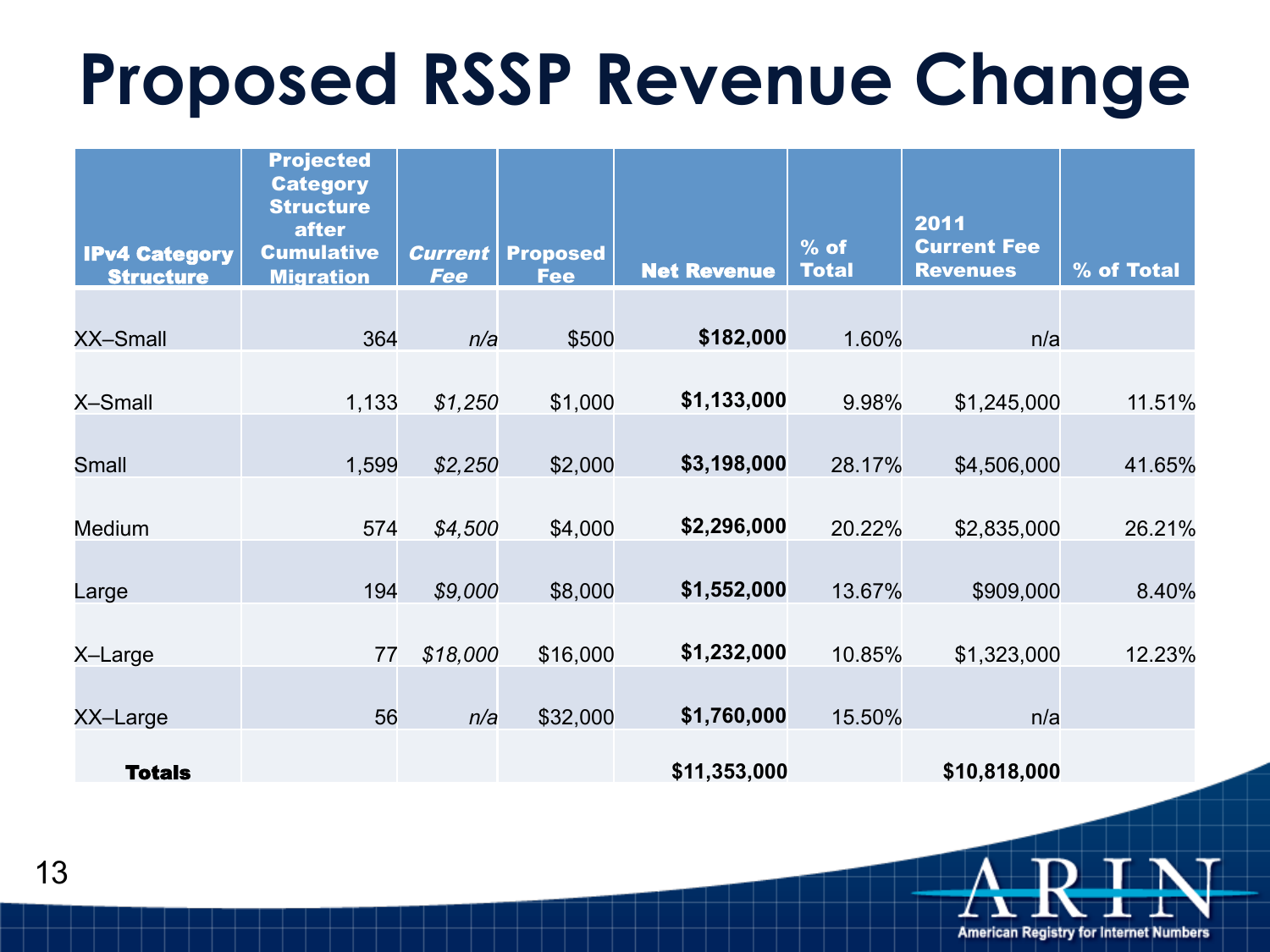# Proposed RSSP Revenue Change

| IPv4 Category Structure | Projected Category Structure after Cumulative Migration | *Current Fee* | Proposed Fee | Net Revenue | % of Total | 2011 Current Fee Revenues | % of Total |
|---|---|---|---|---|---|---|---|
| XX–Small | 364 | *n/a* | $500 | **$182,000** | 1.60% | n/a | |
| X–Small | 1,133 | *$1,250* | $1,000 | **$1,133,000** | 9.98% | $1,245,000 | 11.51% |
| Small | 1,599 | *$2,250* | $2,000 | **$3,198,000** | 28.17% | $4,506,000 | 41.65% |
| Medium | 574 | *$4,500* | $4,000 | **$2,296,000** | 20.22% | $2,835,000 | 26.21% |
| Large | 194 | *$9,000* | $8,000 | **$1,552,000** | 13.67% | $909,000 | 8.40% |
| X–Large | 77 | *$18,000* | $16,000 | **$1,232,000** | 10.85% | $1,323,000 | 12.23% |
| XX–Large | 56 | *n/a* | $32,000 | **$1,760,000** | 15.50% | n/a | |
| **Totals** | | | | **$11,353,000** | | **$10,818,000** | |

ARIN
American Registry for Internet Numbers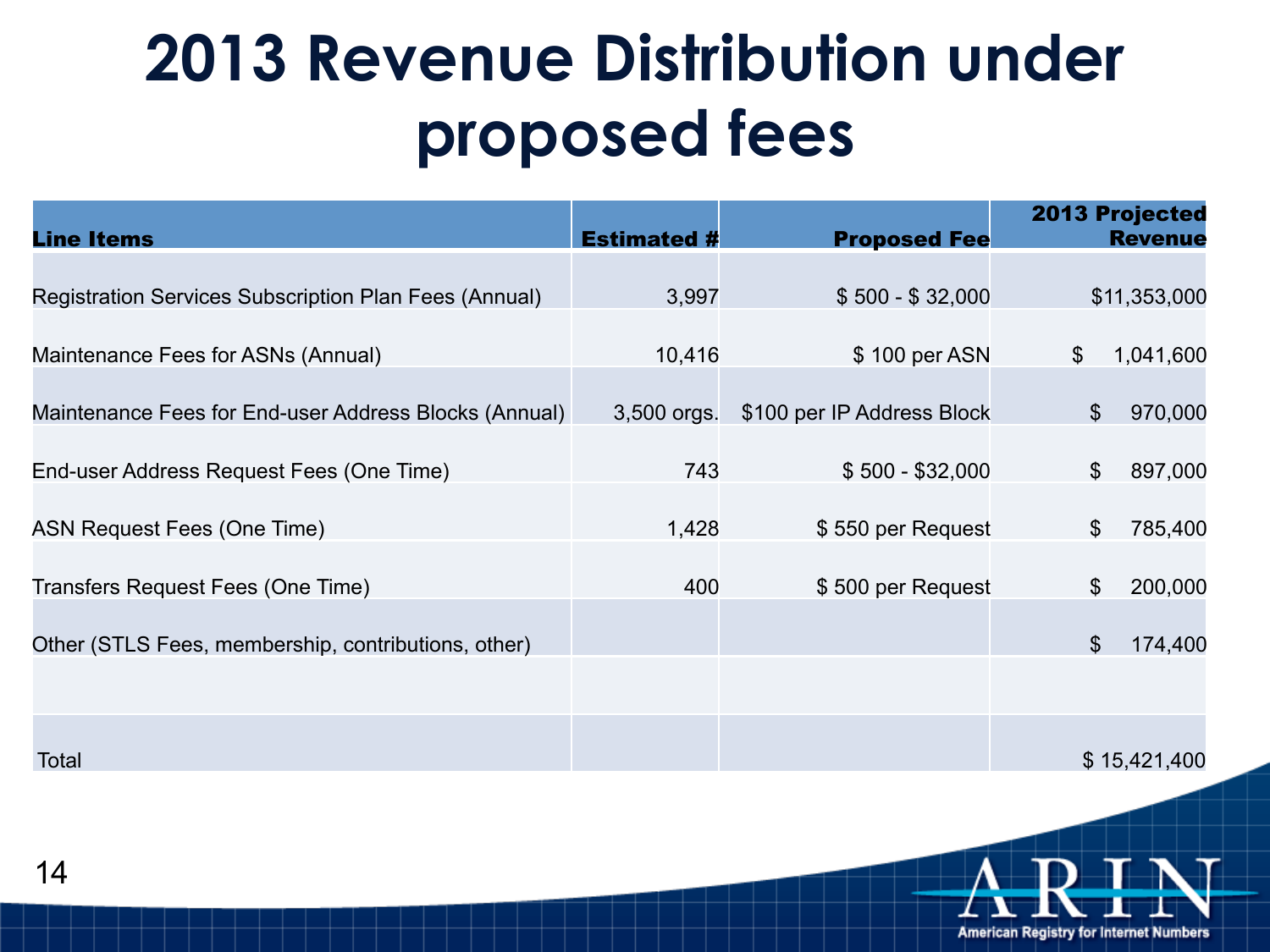# 2013 Revenue Distribution under proposed fees

| Line Items | Estimated # | Proposed Fee | 2013 Projected Revenue |
|---|---|---|---|
| Registration Services Subscription Plan Fees (Annual) | 3,997 | $ 500 - $ 32,000 | $11,353,000 |
| Maintenance Fees for ASNs (Annual) | 10,416 | $ 100 per ASN | $ 1,041,600 |
| Maintenance Fees for End-user Address Blocks (Annual) | 3,500 orgs. | $100 per IP Address Block | $ 970,000 |
| End-user Address Request Fees (One Time) | 743 | $ 500 - $32,000 | $ 897,000 |
| ASN Request Fees (One Time) | 1,428 | $ 550 per Request | $ 785,400 |
| Transfers Request Fees (One Time) | 400 | $ 500 per Request | $ 200,000 |
| Other (STLS Fees, membership, contributions, other) | | | $ 174,400 |
| | | | |
| Total | | | $ 15,421,400 |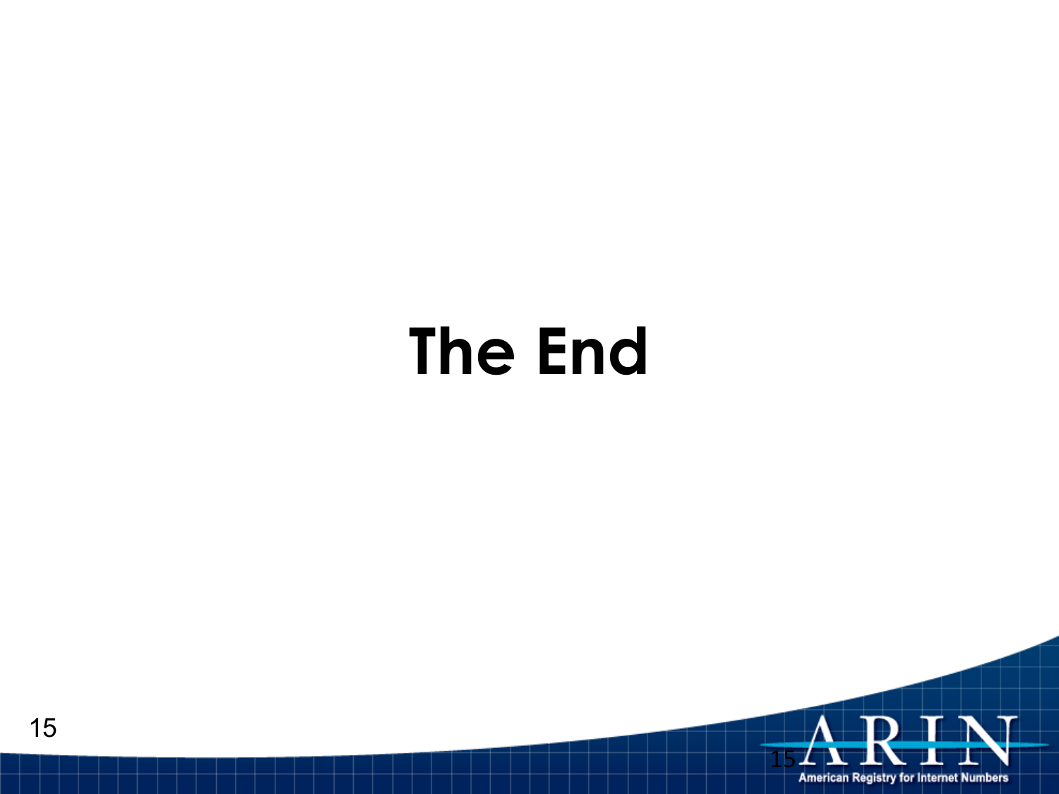# The End